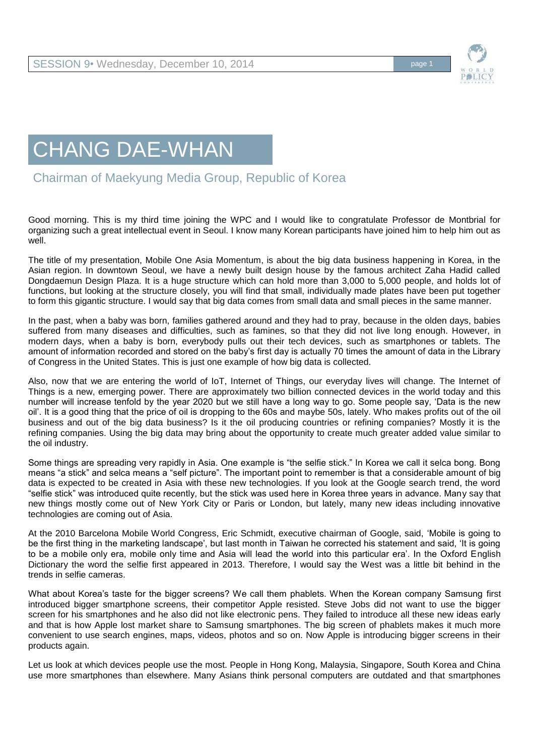# CHANG DAE-WHAN

## Chairman of Maekyung Media Group, Republic of Korea

Good morning. This is my third time joining the WPC and I would like to congratulate Professor de Montbrial for organizing such a great intellectual event in Seoul. I know many Korean participants have joined him to help him out as well.

The title of my presentation, Mobile One Asia Momentum, is about the big data business happening in Korea, in the Asian region. In downtown Seoul, we have a newly built design house by the famous architect Zaha Hadid called Dongdaemun Design Plaza. It is a huge structure which can hold more than 3,000 to 5,000 people, and holds lot of functions, but looking at the structure closely, you will find that small, individually made plates have been put together to form this gigantic structure. I would say that big data comes from small data and small pieces in the same manner.

In the past, when a baby was born, families gathered around and they had to pray, because in the olden days, babies suffered from many diseases and difficulties, such as famines, so that they did not live long enough. However, in modern days, when a baby is born, everybody pulls out their tech devices, such as smartphones or tablets. The amount of information recorded and stored on the baby's first day is actually 70 times the amount of data in the Library of Congress in the United States. This is just one example of how big data is collected.

Also, now that we are entering the world of IoT, Internet of Things, our everyday lives will change. The Internet of Things is a new, emerging power. There are approximately two billion connected devices in the world today and this number will increase tenfold by the year 2020 but we still have a long way to go. Some people say, 'Data is the new oil'. It is a good thing that the price of oil is dropping to the 60s and maybe 50s, lately. Who makes profits out of the oil business and out of the big data business? Is it the oil producing countries or refining companies? Mostly it is the refining companies. Using the big data may bring about the opportunity to create much greater added value similar to the oil industry.

Some things are spreading very rapidly in Asia. One example is "the selfie stick." In Korea we call it selca bong. Bong means "a stick" and selca means a "self picture". The important point to remember is that a considerable amount of big data is expected to be created in Asia with these new technologies. If you look at the Google search trend, the word "selfie stick" was introduced quite recently, but the stick was used here in Korea three years in advance. Many say that new things mostly come out of New York City or Paris or London, but lately, many new ideas including innovative technologies are coming out of Asia.

At the 2010 Barcelona Mobile World Congress, Eric Schmidt, executive chairman of Google, said, 'Mobile is going to be the first thing in the marketing landscape', but last month in Taiwan he corrected his statement and said, 'It is going to be a mobile only era, mobile only time and Asia will lead the world into this particular era'. In the Oxford English Dictionary the word the selfie first appeared in 2013. Therefore, I would say the West was a little bit behind in the trends in selfie cameras.

What about Korea's taste for the bigger screens? We call them phablets. When the Korean company Samsung first introduced bigger smartphone screens, their competitor Apple resisted. Steve Jobs did not want to use the bigger screen for his smartphones and he also did not like electronic pens. They failed to introduce all these new ideas early and that is how Apple lost market share to Samsung smartphones. The big screen of phablets makes it much more convenient to use search engines, maps, videos, photos and so on. Now Apple is introducing bigger screens in their products again.

Let us look at which devices people use the most. People in Hong Kong, Malaysia, Singapore, South Korea and China use more smartphones than elsewhere. Many Asians think personal computers are outdated and that smartphones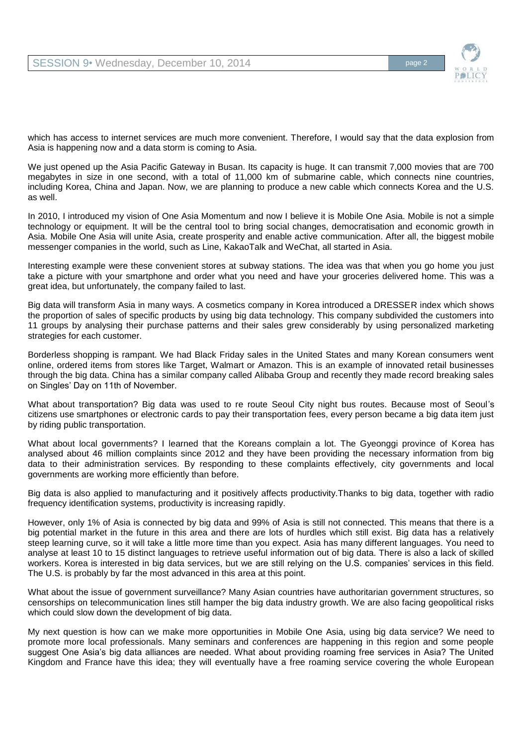which has access to internet services are much more convenient. Therefore, I would say that the data explosion from Asia is happening now and a data storm is coming to Asia.

We just opened up the Asia Pacific Gateway in Busan. Its capacity is huge. It can transmit 7,000 movies that are 700 megabytes in size in one second, with a total of 11,000 km of submarine cable, which connects nine countries, including Korea, China and Japan. Now, we are planning to produce a new cable which connects Korea and the U.S. as well.

In 2010, I introduced my vision of One Asia Momentum and now I believe it is Mobile One Asia. Mobile is not a simple technology or equipment. It will be the central tool to bring social changes, democratisation and economic growth in Asia. Mobile One Asia will unite Asia, create prosperity and enable active communication. After all, the biggest mobile messenger companies in the world, such as Line, KakaoTalk and WeChat, all started in Asia.

Interesting example were these convenient stores at subway stations. The idea was that when you go home you just take a picture with your smartphone and order what you need and have your groceries delivered home. This was a great idea, but unfortunately, the company failed to last.

Big data will transform Asia in many ways. A cosmetics company in Korea introduced a DRESSER index which shows the proportion of sales of specific products by using big data technology. This company subdivided the customers into 11 groups by analysing their purchase patterns and their sales grew considerably by using personalized marketing strategies for each customer.

Borderless shopping is rampant. We had Black Friday sales in the United States and many Korean consumers went online, ordered items from stores like Target, Walmart or Amazon. This is an example of innovated retail businesses through the big data. China has a similar company called Alibaba Group and recently they made record breaking sales on Singles' Day on 11th of November.

What about transportation? Big data was used to re route Seoul City night bus routes. Because most of Seoul's citizens use smartphones or electronic cards to pay their transportation fees, every person became a big data item just by riding public transportation.

What about local governments? I learned that the Koreans complain a lot. The Gyeonggi province of Korea has analysed about 46 million complaints since 2012 and they have been providing the necessary information from big data to their administration services. By responding to these complaints effectively, city governments and local governments are working more efficiently than before.

Big data is also applied to manufacturing and it positively affects productivity.Thanks to big data, together with radio frequency identification systems, productivity is increasing rapidly.

However, only 1% of Asia is connected by big data and 99% of Asia is still not connected. This means that there is a big potential market in the future in this area and there are lots of hurdles which still exist. Big data has a relatively steep learning curve, so it will take a little more time than you expect. Asia has many different languages. You need to analyse at least 10 to 15 distinct languages to retrieve useful information out of big data. There is also a lack of skilled workers. Korea is interested in big data services, but we are still relying on the U.S. companies' services in this field. The U.S. is probably by far the most advanced in this area at this point.

What about the issue of government surveillance? Many Asian countries have authoritarian government structures, so censorships on telecommunication lines still hamper the big data industry growth. We are also facing geopolitical risks which could slow down the development of big data.

My next question is how can we make more opportunities in Mobile One Asia, using big data service? We need to promote more local professionals. Many seminars and conferences are happening in this region and some people suggest One Asia's big data alliances are needed. What about providing roaming free services in Asia? The United Kingdom and France have this idea; they will eventually have a free roaming service covering the whole European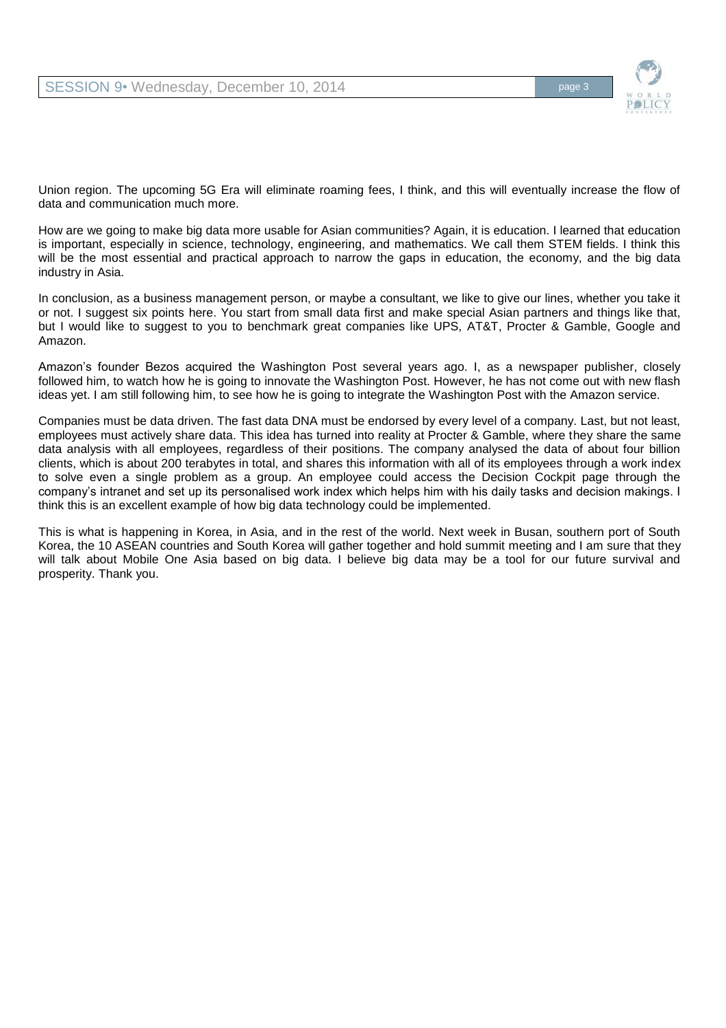Union region. The upcoming 5G Era will eliminate roaming fees, I think, and this will eventually increase the flow of data and communication much more.

How are we going to make big data more usable for Asian communities? Again, it is education. I learned that education is important, especially in science, technology, engineering, and mathematics. We call them STEM fields. I think this will be the most essential and practical approach to narrow the gaps in education, the economy, and the big data industry in Asia.

In conclusion, as a business management person, or maybe a consultant, we like to give our lines, whether you take it or not. I suggest six points here. You start from small data first and make special Asian partners and things like that, but I would like to suggest to you to benchmark great companies like UPS, AT&T, Procter & Gamble, Google and Amazon.

Amazon's founder Bezos acquired the Washington Post several years ago. I, as a newspaper publisher, closely followed him, to watch how he is going to innovate the Washington Post. However, he has not come out with new flash ideas yet. I am still following him, to see how he is going to integrate the Washington Post with the Amazon service.

Companies must be data driven. The fast data DNA must be endorsed by every level of a company. Last, but not least, employees must actively share data. This idea has turned into reality at Procter & Gamble, where they share the same data analysis with all employees, regardless of their positions. The company analysed the data of about four billion clients, which is about 200 terabytes in total, and shares this information with all of its employees through a work index to solve even a single problem as a group. An employee could access the Decision Cockpit page through the company's intranet and set up its personalised work index which helps him with his daily tasks and decision makings. I think this is an excellent example of how big data technology could be implemented.

This is what is happening in Korea, in Asia, and in the rest of the world. Next week in Busan, southern port of South Korea, the 10 ASEAN countries and South Korea will gather together and hold summit meeting and I am sure that they will talk about Mobile One Asia based on big data. I believe big data may be a tool for our future survival and prosperity. Thank you.